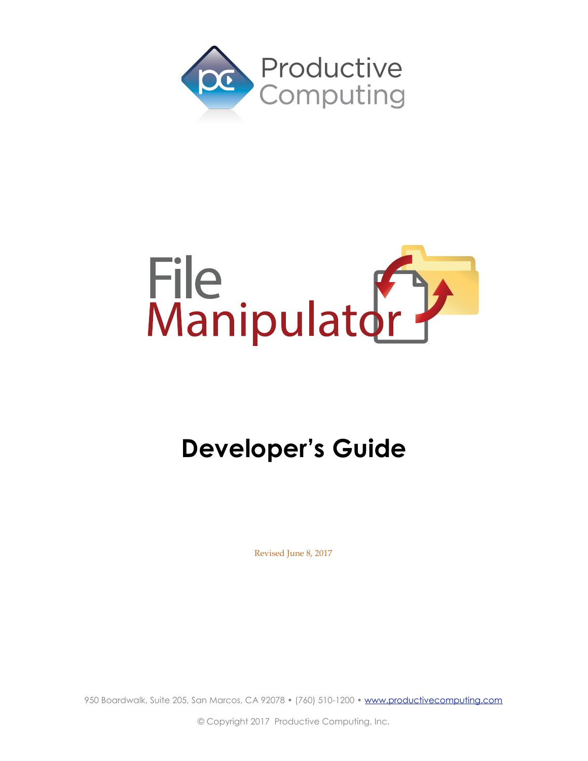Productive Computing

# File Manipulator

## Developer's Guide

Revised June 8, 2017

950 Boardwalk, Suite 205, San Marcos, CA 92078 • (760) 510-1200 • www.productivecomputing.com

© Copyright 2017 Productive Computing, Inc.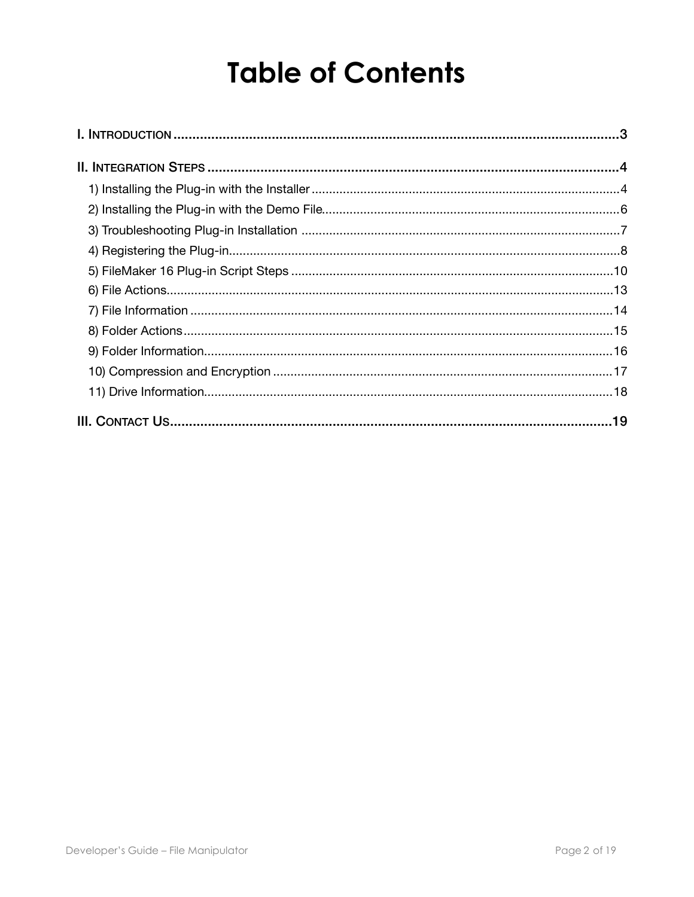# Table of Contents

I. INTRODUCTION ..... 3

II. INTEGRATION STEPS ..... 4

- 1) Installing the Plug-in with the Installer ..... 4
- 2) Installing the Plug-in with the Demo File ..... 6
- 3) Troubleshooting Plug-in Installation ..... 7
- 4) Registering the Plug-in ..... 8
- 5) FileMaker 16 Plug-in Script Steps ..... 10
- 6) File Actions ..... 13
- 7) File Information ..... 14
- 8) Folder Actions ..... 15
- 9) Folder Information ..... 16
- 10) Compression and Encryption ..... 17
- 11) Drive Information ..... 18

III. CONTACT US ..... 19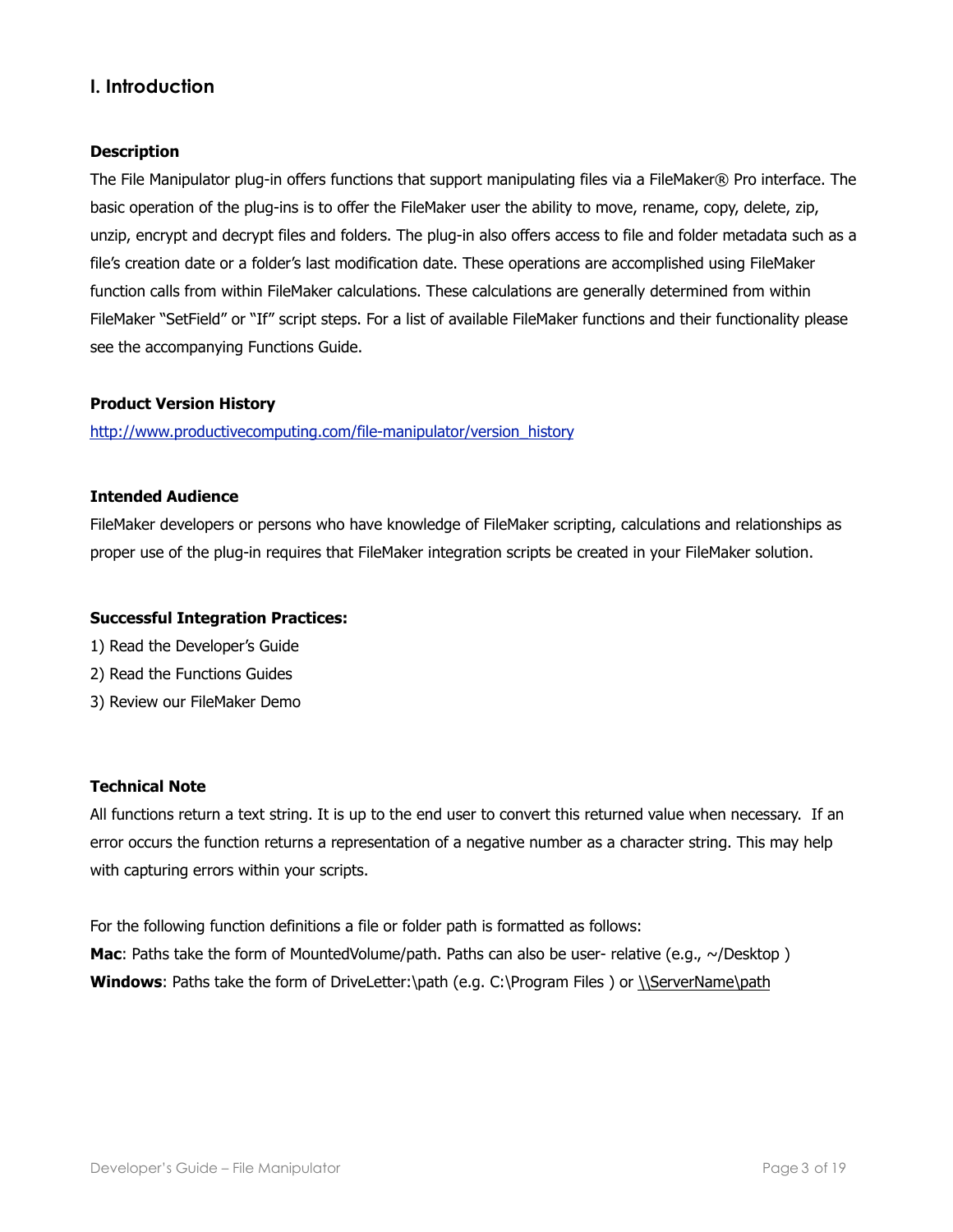## I. Introduction

**Description**

The File Manipulator plug-in offers functions that support manipulating files via a FileMaker® Pro interface. The basic operation of the plug-ins is to offer the FileMaker user the ability to move, rename, copy, delete, zip, unzip, encrypt and decrypt files and folders. The plug-in also offers access to file and folder metadata such as a file's creation date or a folder's last modification date. These operations are accomplished using FileMaker function calls from within FileMaker calculations. These calculations are generally determined from within FileMaker "SetField" or "If" script steps. For a list of available FileMaker functions and their functionality please see the accompanying Functions Guide.

**Product Version History**

http://www.productivecomputing.com/file-manipulator/version_history

**Intended Audience**

FileMaker developers or persons who have knowledge of FileMaker scripting, calculations and relationships as proper use of the plug-in requires that FileMaker integration scripts be created in your FileMaker solution.

**Successful Integration Practices:**

1) Read the Developer's Guide
2) Read the Functions Guides
3) Review our FileMaker Demo

**Technical Note**

All functions return a text string. It is up to the end user to convert this returned value when necessary. If an error occurs the function returns a representation of a negative number as a character string. This may help with capturing errors within your scripts.

For the following function definitions a file or folder path is formatted as follows:
**Mac**: Paths take the form of MountedVolume/path. Paths can also be user- relative (e.g., ~/Desktop )
**Windows**: Paths take the form of DriveLetter:\path (e.g. C:\Program Files ) or \\ServerName\path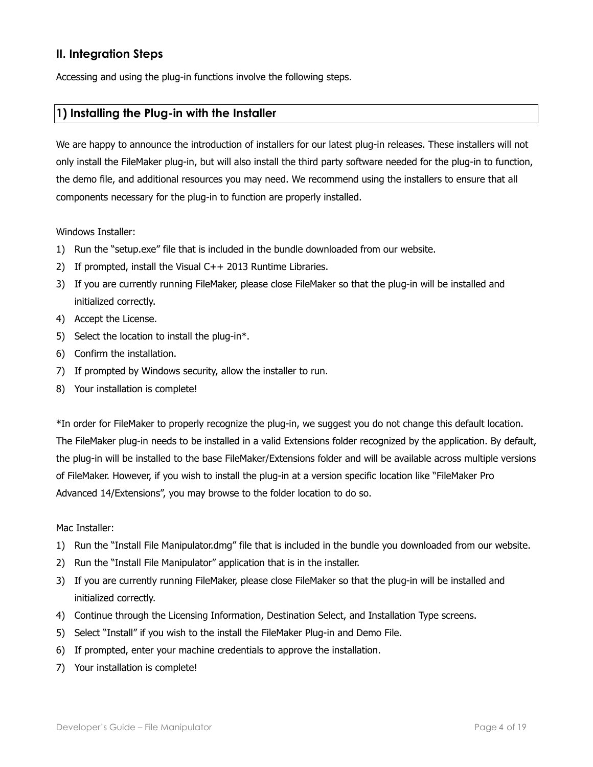## II. Integration Steps

Accessing and using the plug-in functions involve the following steps.

### 1) Installing the Plug-in with the Installer

We are happy to announce the introduction of installers for our latest plug-in releases. These installers will not only install the FileMaker plug-in, but will also install the third party software needed for the plug-in to function, the demo file, and additional resources you may need. We recommend using the installers to ensure that all components necessary for the plug-in to function are properly installed.

Windows Installer:

1) Run the "setup.exe" file that is included in the bundle downloaded from our website.
2) If prompted, install the Visual C++ 2013 Runtime Libraries.
3) If you are currently running FileMaker, please close FileMaker so that the plug-in will be installed and initialized correctly.
4) Accept the License.
5) Select the location to install the plug-in*.
6) Confirm the installation.
7) If prompted by Windows security, allow the installer to run.
8) Your installation is complete!

*In order for FileMaker to properly recognize the plug-in, we suggest you do not change this default location. The FileMaker plug-in needs to be installed in a valid Extensions folder recognized by the application. By default, the plug-in will be installed to the base FileMaker/Extensions folder and will be available across multiple versions of FileMaker. However, if you wish to install the plug-in at a version specific location like "FileMaker Pro Advanced 14/Extensions", you may browse to the folder location to do so.

Mac Installer:

1) Run the "Install File Manipulator.dmg" file that is included in the bundle you downloaded from our website.
2) Run the "Install File Manipulator" application that is in the installer.
3) If you are currently running FileMaker, please close FileMaker so that the plug-in will be installed and initialized correctly.
4) Continue through the Licensing Information, Destination Select, and Installation Type screens.
5) Select "Install" if you wish to the install the FileMaker Plug-in and Demo File.
6) If prompted, enter your machine credentials to approve the installation.
7) Your installation is complete!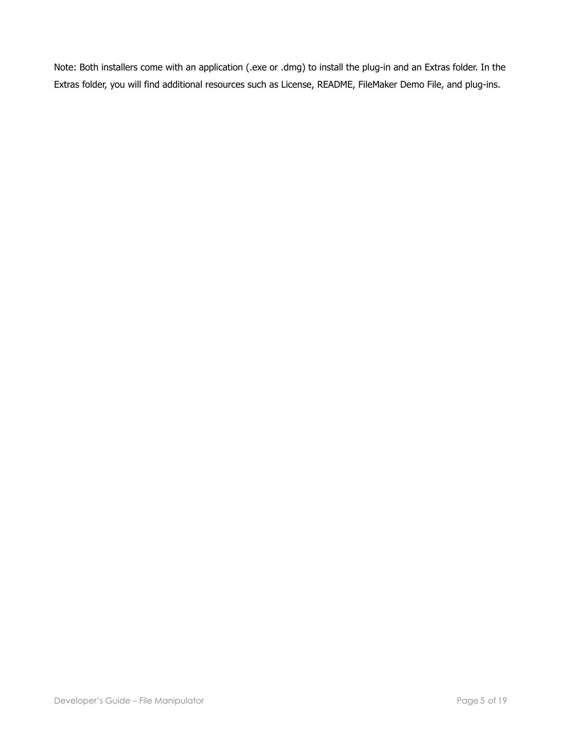Note: Both installers come with an application (.exe or .dmg) to install the plug-in and an Extras folder. In the Extras folder, you will find additional resources such as License, README, FileMaker Demo File, and plug-ins.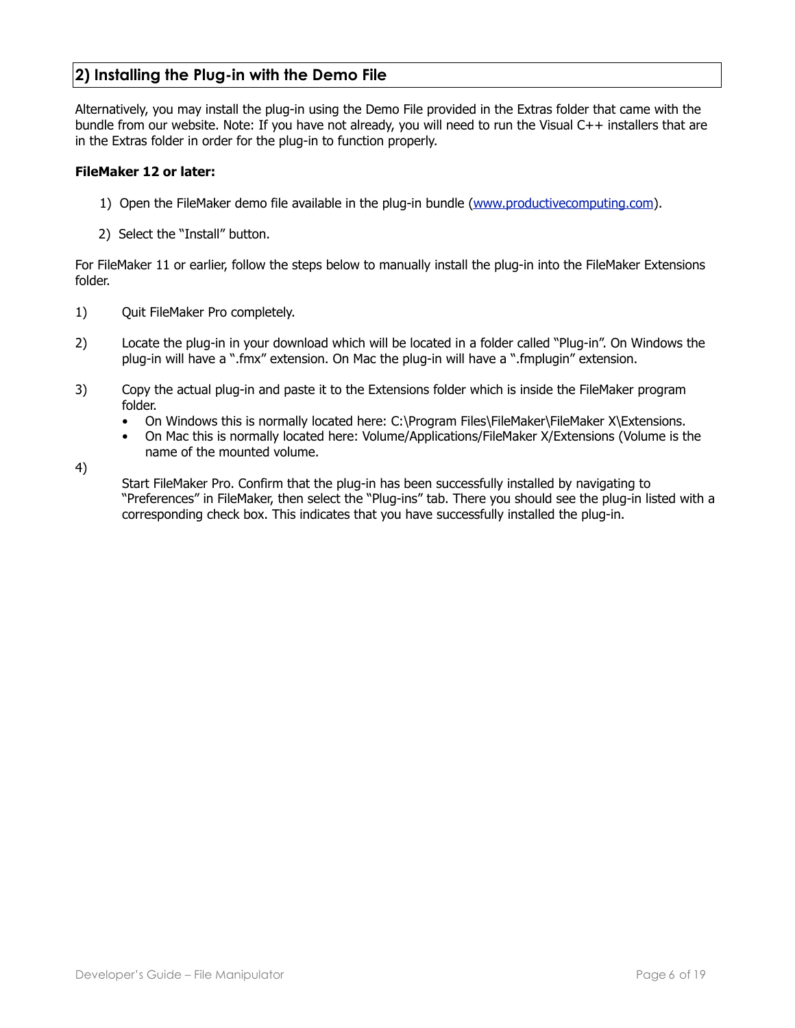## 2) Installing the Plug-in with the Demo File

Alternatively, you may install the plug-in using the Demo File provided in the Extras folder that came with the bundle from our website. Note: If you have not already, you will need to run the Visual C++ installers that are in the Extras folder in order for the plug-in to function properly.

**FileMaker 12 or later:**

1) Open the FileMaker demo file available in the plug-in bundle (www.productivecomputing.com).

2) Select the "Install" button.

For FileMaker 11 or earlier, follow the steps below to manually install the plug-in into the FileMaker Extensions folder.

1) Quit FileMaker Pro completely.

2) Locate the plug-in in your download which will be located in a folder called "Plug-in". On Windows the plug-in will have a ".fmx" extension. On Mac the plug-in will have a ".fmplugin" extension.

3) Copy the actual plug-in and paste it to the Extensions folder which is inside the FileMaker program folder.
   - On Windows this is normally located here: C:\Program Files\FileMaker\FileMaker X\Extensions.
   - On Mac this is normally located here: Volume/Applications/FileMaker X/Extensions (Volume is the name of the mounted volume.

4) Start FileMaker Pro. Confirm that the plug-in has been successfully installed by navigating to "Preferences" in FileMaker, then select the "Plug-ins" tab. There you should see the plug-in listed with a corresponding check box. This indicates that you have successfully installed the plug-in.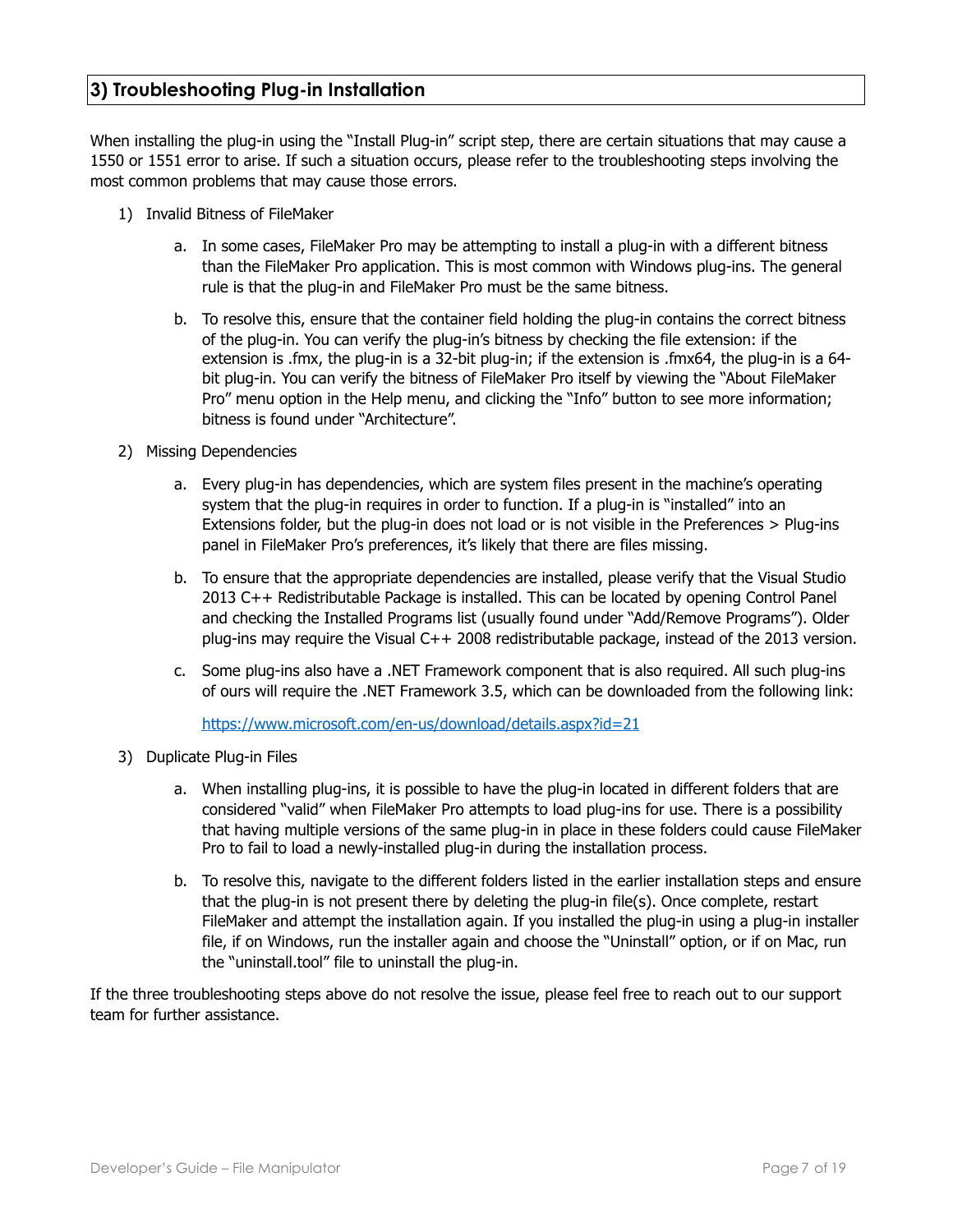## 3) Troubleshooting Plug-in Installation

When installing the plug-in using the "Install Plug-in" script step, there are certain situations that may cause a 1550 or 1551 error to arise. If such a situation occurs, please refer to the troubleshooting steps involving the most common problems that may cause those errors.

1) Invalid Bitness of FileMaker

    a. In some cases, FileMaker Pro may be attempting to install a plug-in with a different bitness than the FileMaker Pro application. This is most common with Windows plug-ins. The general rule is that the plug-in and FileMaker Pro must be the same bitness.

    b. To resolve this, ensure that the container field holding the plug-in contains the correct bitness of the plug-in. You can verify the plug-in's bitness by checking the file extension: if the extension is .fmx, the plug-in is a 32-bit plug-in; if the extension is .fmx64, the plug-in is a 64-bit plug-in. You can verify the bitness of FileMaker Pro itself by viewing the "About FileMaker Pro" menu option in the Help menu, and clicking the "Info" button to see more information; bitness is found under "Architecture".

2) Missing Dependencies

    a. Every plug-in has dependencies, which are system files present in the machine's operating system that the plug-in requires in order to function. If a plug-in is "installed" into an Extensions folder, but the plug-in does not load or is not visible in the Preferences > Plug-ins panel in FileMaker Pro's preferences, it's likely that there are files missing.

    b. To ensure that the appropriate dependencies are installed, please verify that the Visual Studio 2013 C++ Redistributable Package is installed. This can be located by opening Control Panel and checking the Installed Programs list (usually found under "Add/Remove Programs"). Older plug-ins may require the Visual C++ 2008 redistributable package, instead of the 2013 version.

    c. Some plug-ins also have a .NET Framework component that is also required. All such plug-ins of ours will require the .NET Framework 3.5, which can be downloaded from the following link:

       https://www.microsoft.com/en-us/download/details.aspx?id=21

3) Duplicate Plug-in Files

    a. When installing plug-ins, it is possible to have the plug-in located in different folders that are considered "valid" when FileMaker Pro attempts to load plug-ins for use. There is a possibility that having multiple versions of the same plug-in in place in these folders could cause FileMaker Pro to fail to load a newly-installed plug-in during the installation process.

    b. To resolve this, navigate to the different folders listed in the earlier installation steps and ensure that the plug-in is not present there by deleting the plug-in file(s). Once complete, restart FileMaker and attempt the installation again. If you installed the plug-in using a plug-in installer file, if on Windows, run the installer again and choose the "Uninstall" option, or if on Mac, run the "uninstall.tool" file to uninstall the plug-in.

If the three troubleshooting steps above do not resolve the issue, please feel free to reach out to our support team for further assistance.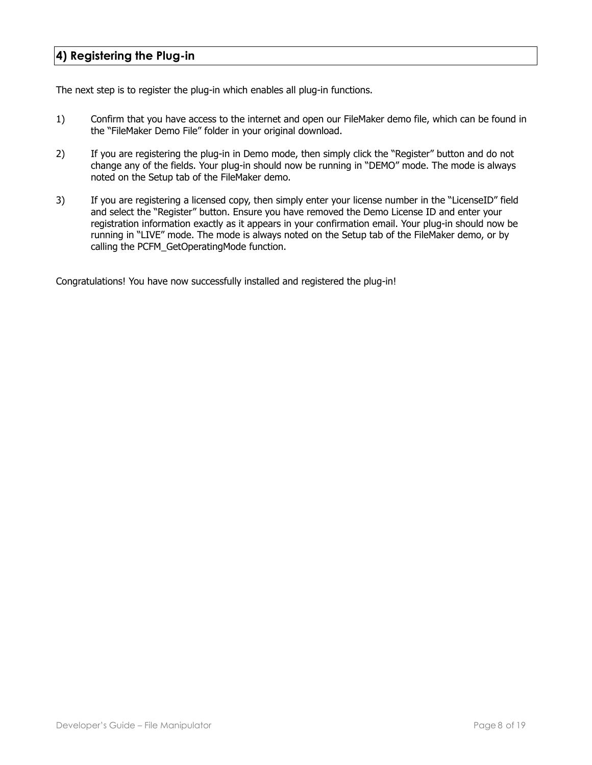## 4) Registering the Plug-in

The next step is to register the plug-in which enables all plug-in functions.

1) Confirm that you have access to the internet and open our FileMaker demo file, which can be found in the "FileMaker Demo File" folder in your original download.

2) If you are registering the plug-in in Demo mode, then simply click the "Register" button and do not change any of the fields. Your plug-in should now be running in "DEMO" mode. The mode is always noted on the Setup tab of the FileMaker demo.

3) If you are registering a licensed copy, then simply enter your license number in the "LicenseID" field and select the "Register" button. Ensure you have removed the Demo License ID and enter your registration information exactly as it appears in your confirmation email. Your plug-in should now be running in "LIVE" mode. The mode is always noted on the Setup tab of the FileMaker demo, or by calling the PCFM_GetOperatingMode function.

Congratulations! You have now successfully installed and registered the plug-in!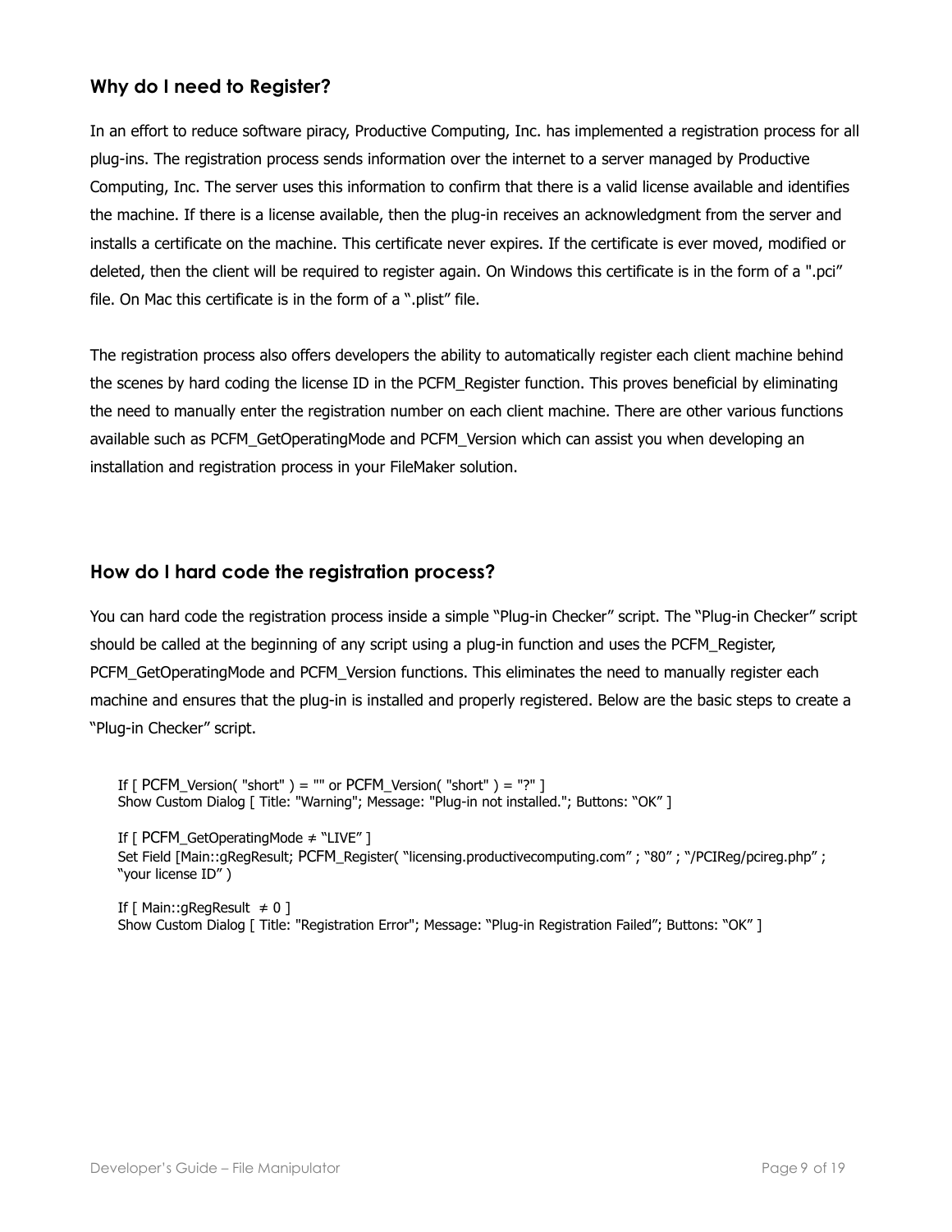## Why do I need to Register?

In an effort to reduce software piracy, Productive Computing, Inc. has implemented a registration process for all plug-ins. The registration process sends information over the internet to a server managed by Productive Computing, Inc. The server uses this information to confirm that there is a valid license available and identifies the machine. If there is a license available, then the plug-in receives an acknowledgment from the server and installs a certificate on the machine. This certificate never expires. If the certificate is ever moved, modified or deleted, then the client will be required to register again. On Windows this certificate is in the form of a ".pci" file. On Mac this certificate is in the form of a ".plist" file.

The registration process also offers developers the ability to automatically register each client machine behind the scenes by hard coding the license ID in the PCFM_Register function. This proves beneficial by eliminating the need to manually enter the registration number on each client machine. There are other various functions available such as PCFM_GetOperatingMode and PCFM_Version which can assist you when developing an installation and registration process in your FileMaker solution.

## How do I hard code the registration process?

You can hard code the registration process inside a simple "Plug-in Checker" script. The "Plug-in Checker" script should be called at the beginning of any script using a plug-in function and uses the PCFM_Register, PCFM_GetOperatingMode and PCFM_Version functions. This eliminates the need to manually register each machine and ensures that the plug-in is installed and properly registered. Below are the basic steps to create a "Plug-in Checker" script.

```
If [ PCFM_Version( "short" ) = "" or PCFM_Version( "short" ) = "?" ]
Show Custom Dialog [ Title: "Warning"; Message: "Plug-in not installed."; Buttons: "OK" ]

If [ PCFM_GetOperatingMode ≠ "LIVE" ]
Set Field [Main::gRegResult; PCFM_Register( "licensing.productivecomputing.com" ; "80" ; "/PCIReg/pcireg.php" ;
"your license ID" )

If [ Main::gRegResult  ≠ 0 ]
Show Custom Dialog [ Title: "Registration Error"; Message: "Plug-in Registration Failed"; Buttons: "OK" ]
```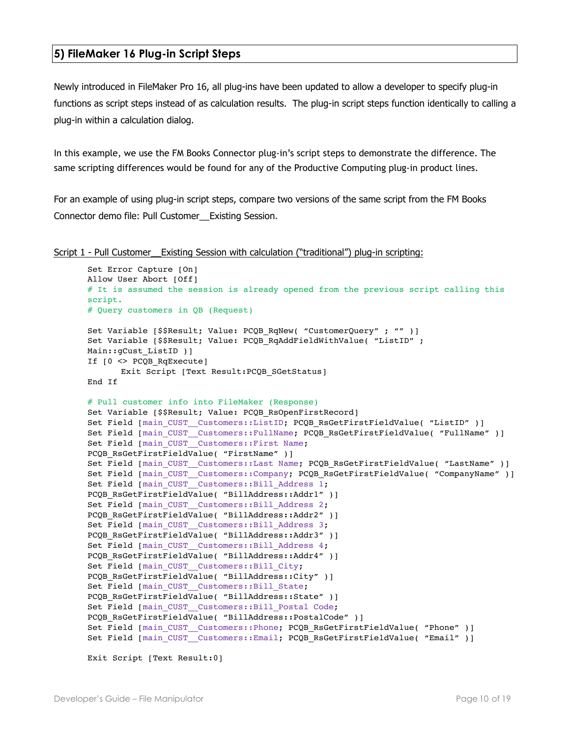## 5) FileMaker 16 Plug-in Script Steps

Newly introduced in FileMaker Pro 16, all plug-ins have been updated to allow a developer to specify plug-in functions as script steps instead of as calculation results. The plug-in script steps function identically to calling a plug-in within a calculation dialog.

In this example, we use the FM Books Connector plug-in's script steps to demonstrate the difference. The same scripting differences would be found for any of the Productive Computing plug-in product lines.

For an example of using plug-in script steps, compare two versions of the same script from the FM Books Connector demo file: Pull Customer__Existing Session.

Script 1 - Pull Customer__Existing Session with calculation ("traditional") plug-in scripting:

```
Set Error Capture [On]
Allow User Abort [Off]
# It is assumed the session is already opened from the previous script calling this
script.
# Query customers in QB (Request)

Set Variable [$$Result; Value: PCQB_RqNew( "CustomerQuery" ; "" )]
Set Variable [$$Result; Value: PCQB_RqAddFieldWithValue( "ListID" ;
Main::gCust_ListID )]
If [0 <> PCQB_RqExecute]
      Exit Script [Text Result:PCQB_SGetStatus]
End If

# Pull customer info into FileMaker (Response)
Set Variable [$$Result; Value: PCQB_RsOpenFirstRecord]
Set Field [main_CUST__Customers::ListID; PCQB_RsGetFirstFieldValue( "ListID" )]
Set Field [main_CUST__Customers::FullName; PCQB_RsGetFirstFieldValue( "FullName" )]
Set Field [main_CUST__Customers::First Name;
PCQB_RsGetFirstFieldValue( "FirstName" )]
Set Field [main_CUST__Customers::Last Name; PCQB_RsGetFirstFieldValue( "LastName" )]
Set Field [main_CUST__Customers::Company; PCQB_RsGetFirstFieldValue( "CompanyName" )]
Set Field [main_CUST__Customers::Bill_Address 1;
PCQB_RsGetFirstFieldValue( "BillAddress::Addr1" )]
Set Field [main_CUST__Customers::Bill_Address 2;
PCQB_RsGetFirstFieldValue( "BillAddress::Addr2" )]
Set Field [main_CUST__Customers::Bill_Address 3;
PCQB_RsGetFirstFieldValue( "BillAddress::Addr3" )]
Set Field [main_CUST__Customers::Bill_Address 4;
PCQB_RsGetFirstFieldValue( "BillAddress::Addr4" )]
Set Field [main_CUST__Customers::Bill_City;
PCQB_RsGetFirstFieldValue( "BillAddress::City" )]
Set Field [main_CUST__Customers::Bill_State;
PCQB_RsGetFirstFieldValue( "BillAddress::State" )]
Set Field [main_CUST__Customers::Bill_Postal Code;
PCQB_RsGetFirstFieldValue( "BillAddress::PostalCode" )]
Set Field [main_CUST__Customers::Phone; PCQB_RsGetFirstFieldValue( "Phone" )]
Set Field [main_CUST__Customers::Email; PCQB_RsGetFirstFieldValue( "Email" )]

Exit Script [Text Result:0]
```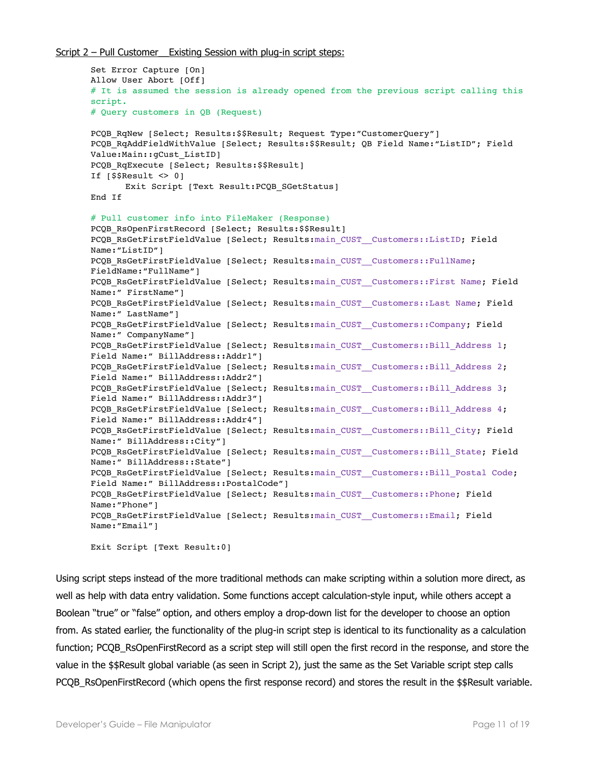Script 2 – Pull Customer__Existing Session with plug-in script steps:

```
Set Error Capture [On]
Allow User Abort [Off]
# It is assumed the session is already opened from the previous script calling this
script.
# Query customers in QB (Request)

PCQB_RqNew [Select; Results:$$Result; Request Type:"CustomerQuery"]
PCQB_RqAddFieldWithValue [Select; Results:$$Result; QB Field Name:"ListID"; Field
Value:Main::gCust_ListID]
PCQB_RqExecute [Select; Results:$$Result]
If [$$Result <> 0]
      Exit Script [Text Result:PCQB_SGetStatus]
End If

# Pull customer info into FileMaker (Response)
PCQB_RsOpenFirstRecord [Select; Results:$$Result]
PCQB_RsGetFirstFieldValue [Select; Results:main_CUST__Customers::ListID; Field
Name:"ListID"]
PCQB_RsGetFirstFieldValue [Select; Results:main_CUST__Customers::FullName;
FieldName:"FullName"]
PCQB_RsGetFirstFieldValue [Select; Results:main_CUST__Customers::First Name; Field
Name:" FirstName"]
PCQB_RsGetFirstFieldValue [Select; Results:main_CUST__Customers::Last Name; Field
Name:" LastName"]
PCQB_RsGetFirstFieldValue [Select; Results:main_CUST__Customers::Company; Field
Name:" CompanyName"]
PCQB_RsGetFirstFieldValue [Select; Results:main_CUST__Customers::Bill_Address 1;
Field Name:" BillAddress::Addr1"]
PCQB_RsGetFirstFieldValue [Select; Results:main_CUST__Customers::Bill_Address 2;
Field Name:" BillAddress::Addr2"]
PCQB_RsGetFirstFieldValue [Select; Results:main_CUST__Customers::Bill_Address 3;
Field Name:" BillAddress::Addr3"]
PCQB_RsGetFirstFieldValue [Select; Results:main_CUST__Customers::Bill_Address 4;
Field Name:" BillAddress::Addr4"]
PCQB_RsGetFirstFieldValue [Select; Results:main_CUST__Customers::Bill_City; Field
Name:" BillAddress::City"]
PCQB_RsGetFirstFieldValue [Select; Results:main_CUST__Customers::Bill_State; Field
Name:" BillAddress::State"]
PCQB_RsGetFirstFieldValue [Select; Results:main_CUST__Customers::Bill_Postal Code;
Field Name:" BillAddress::PostalCode"]
PCQB_RsGetFirstFieldValue [Select; Results:main_CUST__Customers::Phone; Field
Name:"Phone"]
PCQB_RsGetFirstFieldValue [Select; Results:main_CUST__Customers::Email; Field
Name:"Email"]

Exit Script [Text Result:0]
```

Using script steps instead of the more traditional methods can make scripting within a solution more direct, as well as help with data entry validation. Some functions accept calculation-style input, while others accept a Boolean "true" or "false" option, and others employ a drop-down list for the developer to choose an option from. As stated earlier, the functionality of the plug-in script step is identical to its functionality as a calculation function; PCQB_RsOpenFirstRecord as a script step will still open the first record in the response, and store the value in the $$Result global variable (as seen in Script 2), just the same as the Set Variable script step calls PCQB_RsOpenFirstRecord (which opens the first response record) and stores the result in the $$Result variable.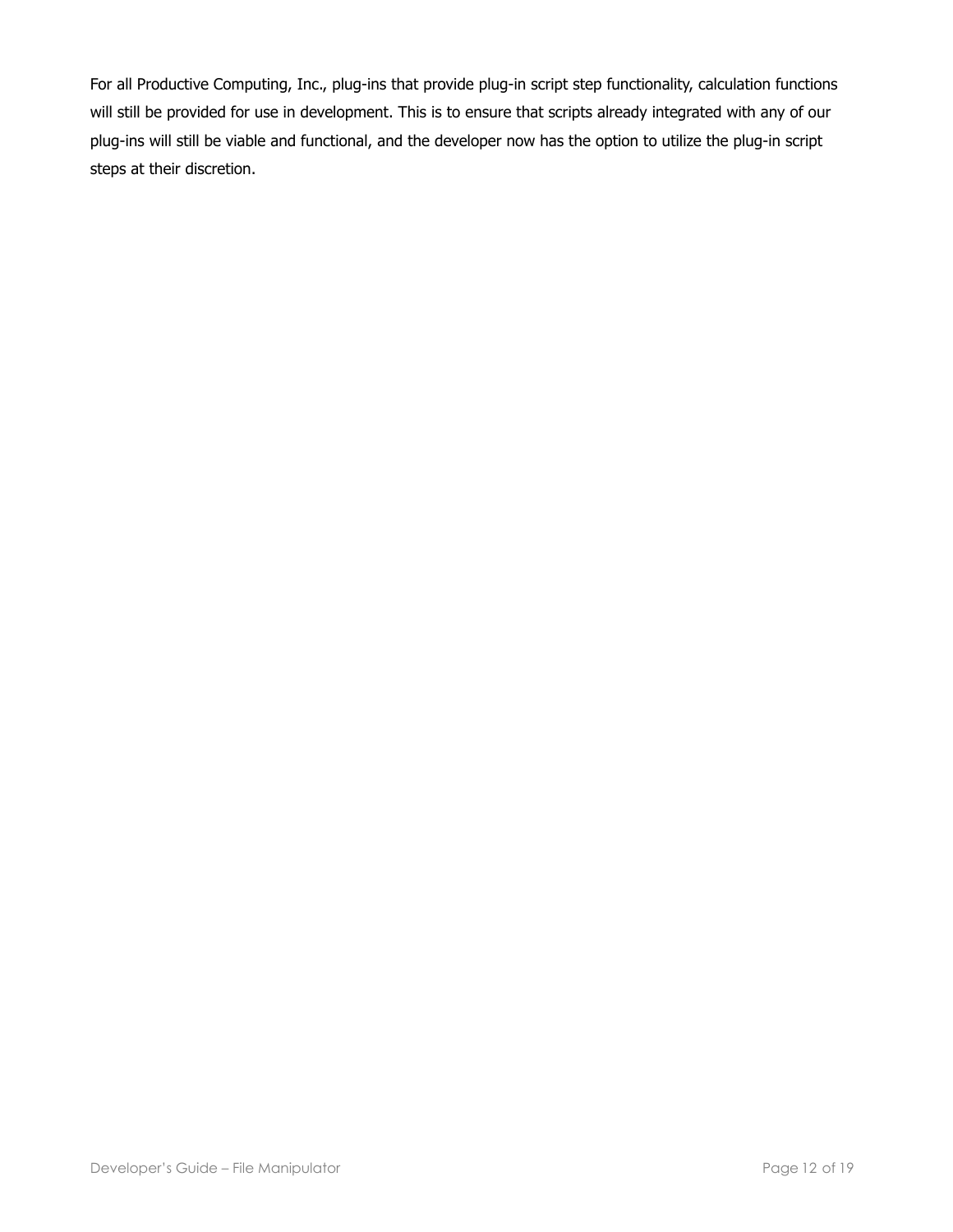For all Productive Computing, Inc., plug-ins that provide plug-in script step functionality, calculation functions will still be provided for use in development. This is to ensure that scripts already integrated with any of our plug-ins will still be viable and functional, and the developer now has the option to utilize the plug-in script steps at their discretion.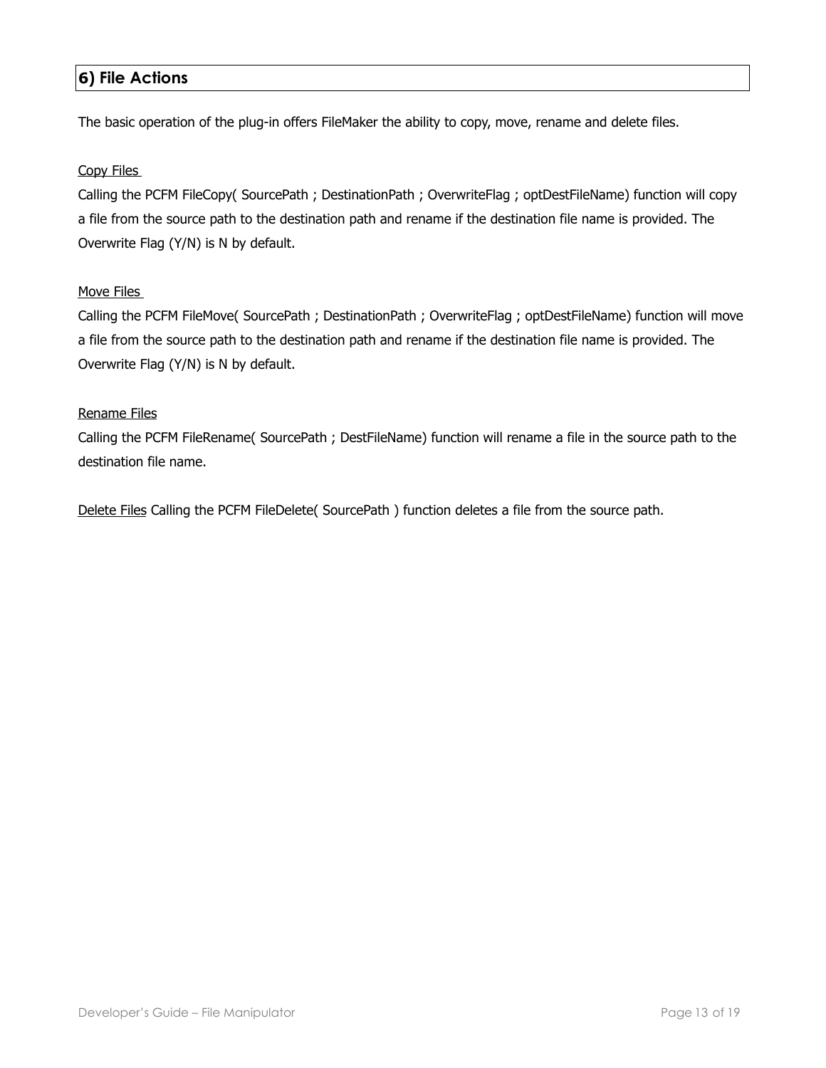## 6) File Actions

The basic operation of the plug-in offers FileMaker the ability to copy, move, rename and delete files.

<u>Copy Files</u>

Calling the PCFM FileCopy( SourcePath ; DestinationPath ; OverwriteFlag ; optDestFileName) function will copy a file from the source path to the destination path and rename if the destination file name is provided. The Overwrite Flag (Y/N) is N by default.

<u>Move Files</u>

Calling the PCFM FileMove( SourcePath ; DestinationPath ; OverwriteFlag ; optDestFileName) function will move a file from the source path to the destination path and rename if the destination file name is provided. The Overwrite Flag (Y/N) is N by default.

<u>Rename Files</u>

Calling the PCFM FileRename( SourcePath ; DestFileName) function will rename a file in the source path to the destination file name.

<u>Delete Files</u> Calling the PCFM FileDelete( SourcePath ) function deletes a file from the source path.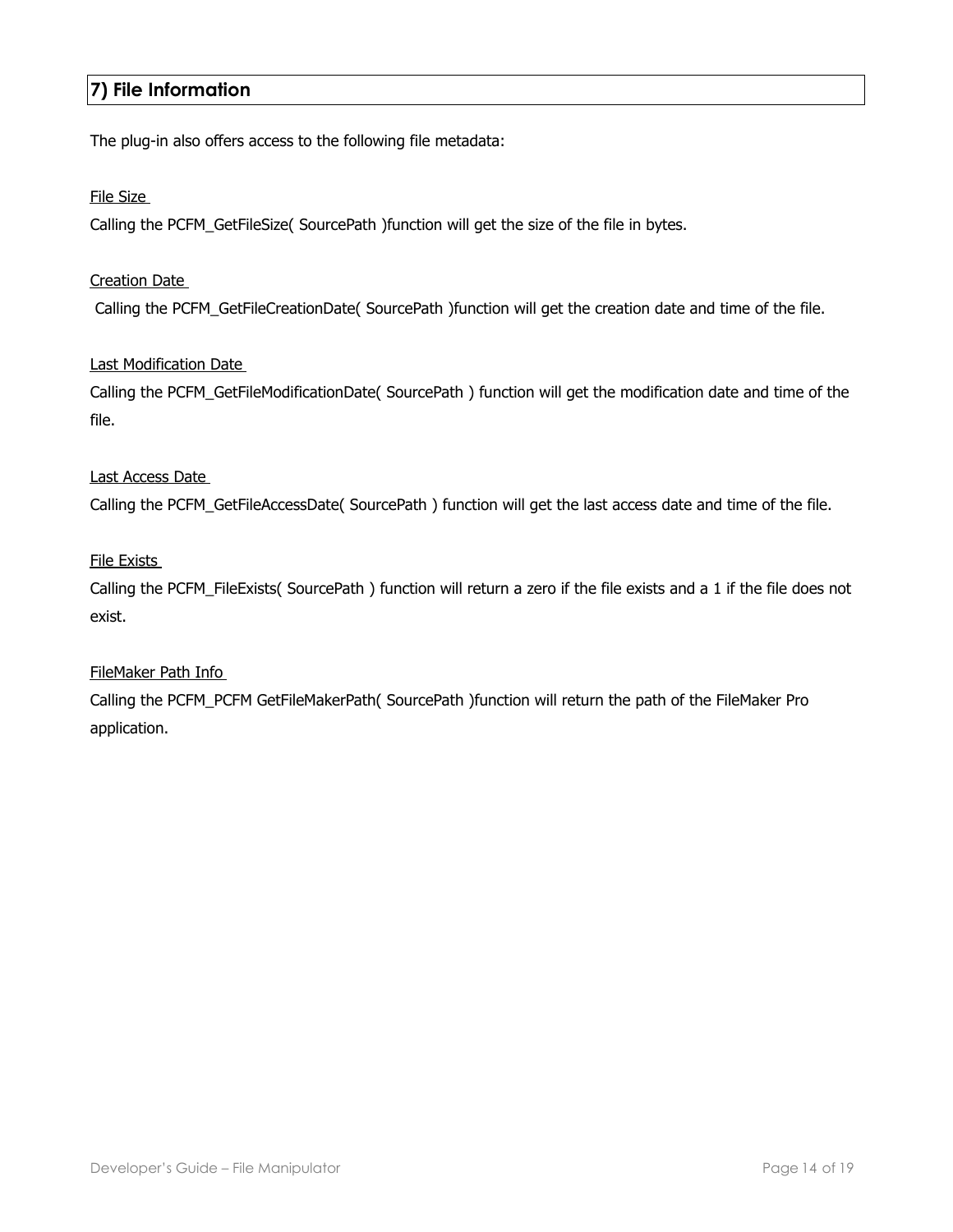## 7) File Information

The plug-in also offers access to the following file metadata:

File Size

Calling the PCFM_GetFileSize( SourcePath )function will get the size of the file in bytes.

Creation Date

Calling the PCFM_GetFileCreationDate( SourcePath )function will get the creation date and time of the file.

Last Modification Date

Calling the PCFM_GetFileModificationDate( SourcePath ) function will get the modification date and time of the file.

Last Access Date

Calling the PCFM_GetFileAccessDate( SourcePath ) function will get the last access date and time of the file.

File Exists

Calling the PCFM_FileExists( SourcePath ) function will return a zero if the file exists and a 1 if the file does not exist.

FileMaker Path Info

Calling the PCFM_PCFM GetFileMakerPath( SourcePath )function will return the path of the FileMaker Pro application.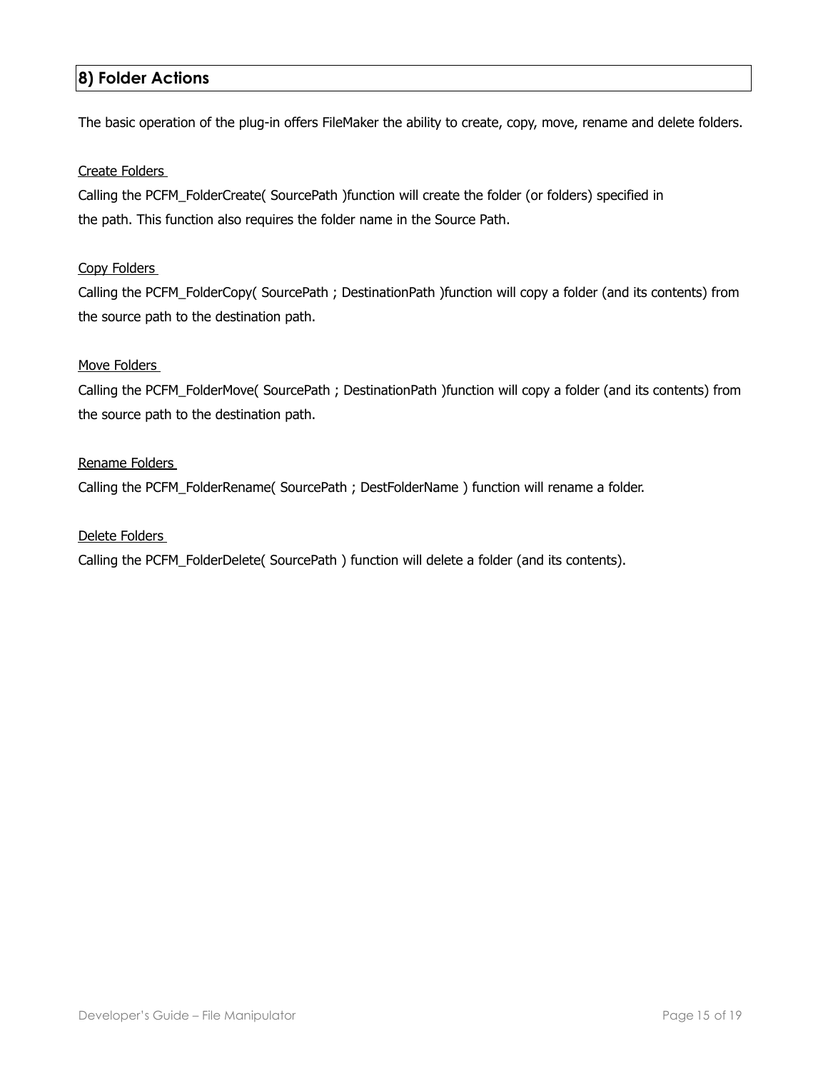## 8) Folder Actions

The basic operation of the plug-in offers FileMaker the ability to create, copy, move, rename and delete folders.

Create Folders

Calling the PCFM_FolderCreate( SourcePath )function will create the folder (or folders) specified in the path. This function also requires the folder name in the Source Path.

Copy Folders

Calling the PCFM_FolderCopy( SourcePath ; DestinationPath )function will copy a folder (and its contents) from the source path to the destination path.

Move Folders

Calling the PCFM_FolderMove( SourcePath ; DestinationPath )function will copy a folder (and its contents) from the source path to the destination path.

Rename Folders

Calling the PCFM_FolderRename( SourcePath ; DestFolderName ) function will rename a folder.

Delete Folders

Calling the PCFM_FolderDelete( SourcePath ) function will delete a folder (and its contents).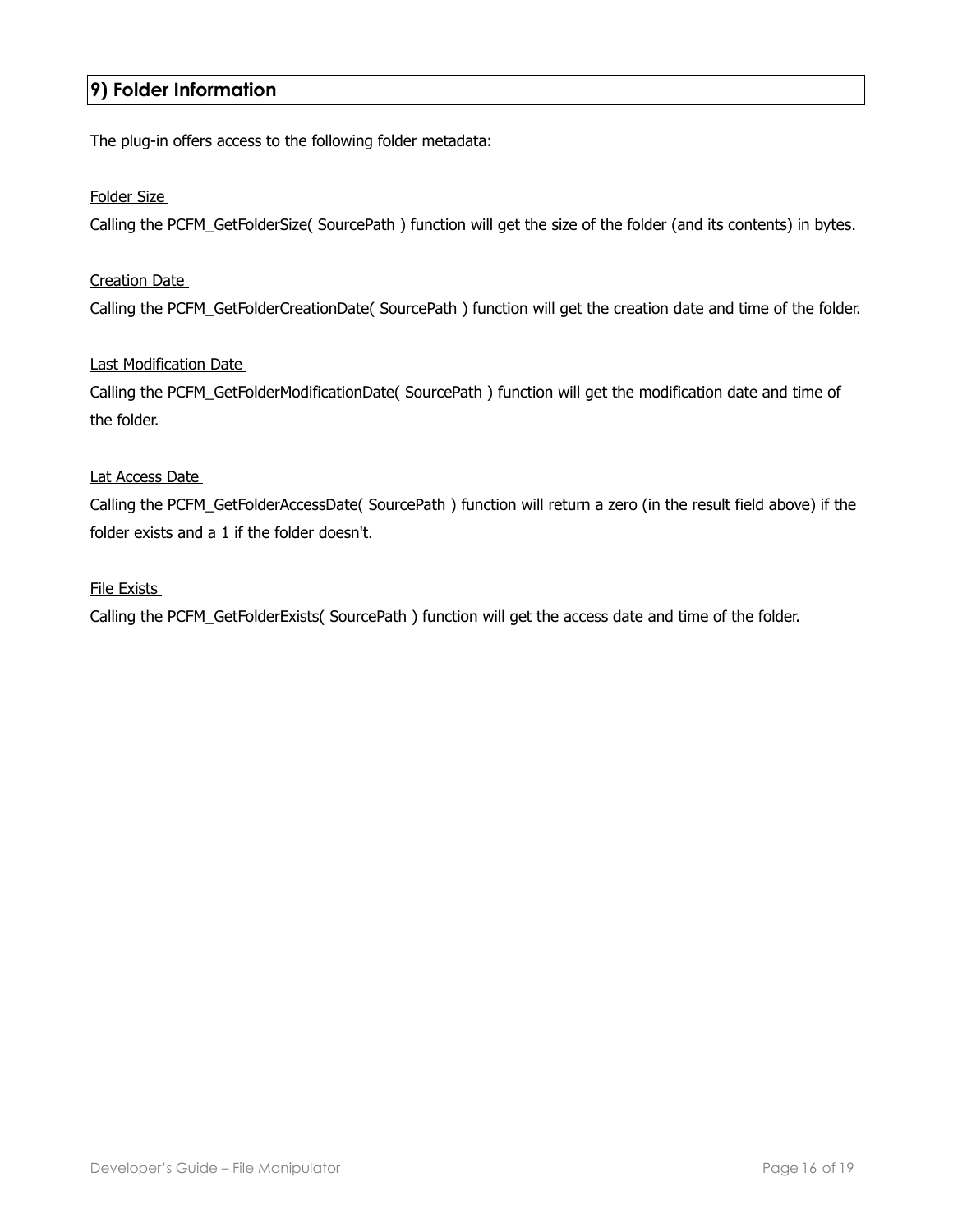## 9) Folder Information

The plug-in offers access to the following folder metadata:

Folder Size

Calling the PCFM_GetFolderSize( SourcePath ) function will get the size of the folder (and its contents) in bytes.

Creation Date

Calling the PCFM_GetFolderCreationDate( SourcePath ) function will get the creation date and time of the folder.

Last Modification Date

Calling the PCFM_GetFolderModificationDate( SourcePath ) function will get the modification date and time of the folder.

Lat Access Date

Calling the PCFM_GetFolderAccessDate( SourcePath ) function will return a zero (in the result field above) if the folder exists and a 1 if the folder doesn't.

File Exists

Calling the PCFM_GetFolderExists( SourcePath ) function will get the access date and time of the folder.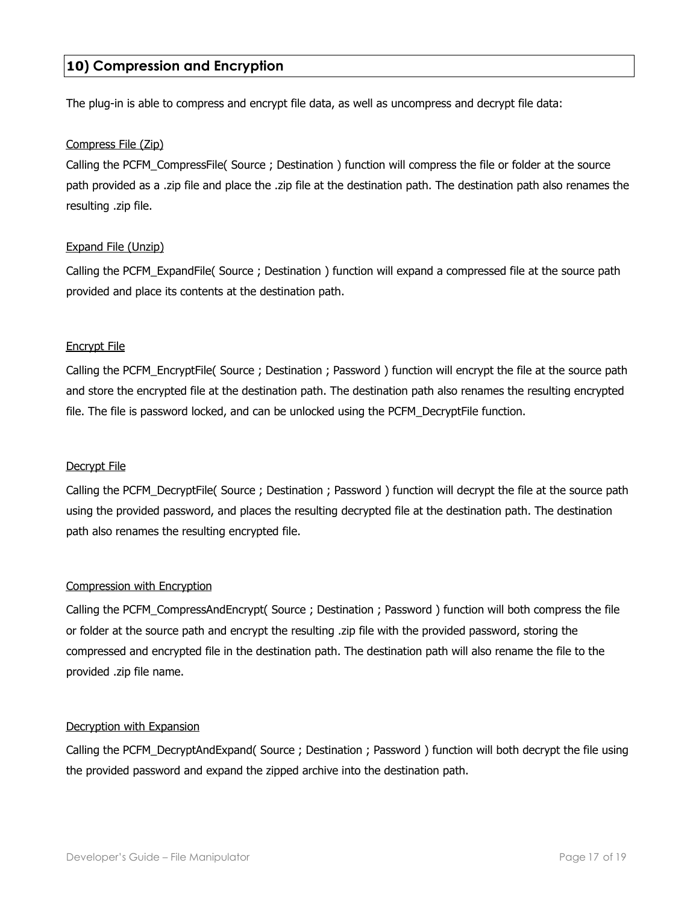## 10) Compression and Encryption

The plug-in is able to compress and encrypt file data, as well as uncompress and decrypt file data:

### Compress File (Zip)

Calling the PCFM_CompressFile( Source ; Destination ) function will compress the file or folder at the source path provided as a .zip file and place the .zip file at the destination path. The destination path also renames the resulting .zip file.

### Expand File (Unzip)

Calling the PCFM_ExpandFile( Source ; Destination ) function will expand a compressed file at the source path provided and place its contents at the destination path.

### Encrypt File

Calling the PCFM_EncryptFile( Source ; Destination ; Password ) function will encrypt the file at the source path and store the encrypted file at the destination path. The destination path also renames the resulting encrypted file. The file is password locked, and can be unlocked using the PCFM_DecryptFile function.

### Decrypt File

Calling the PCFM_DecryptFile( Source ; Destination ; Password ) function will decrypt the file at the source path using the provided password, and places the resulting decrypted file at the destination path. The destination path also renames the resulting encrypted file.

### Compression with Encryption

Calling the PCFM_CompressAndEncrypt( Source ; Destination ; Password ) function will both compress the file or folder at the source path and encrypt the resulting .zip file with the provided password, storing the compressed and encrypted file in the destination path. The destination path will also rename the file to the provided .zip file name.

### Decryption with Expansion

Calling the PCFM_DecryptAndExpand( Source ; Destination ; Password ) function will both decrypt the file using the provided password and expand the zipped archive into the destination path.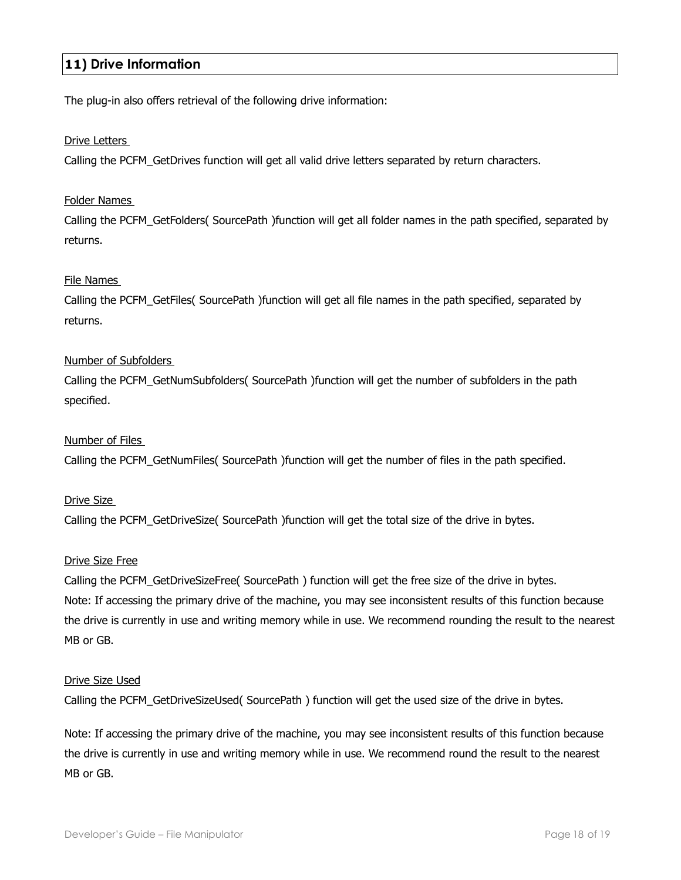## 11) Drive Information

The plug-in also offers retrieval of the following drive information:

Drive Letters

Calling the PCFM_GetDrives function will get all valid drive letters separated by return characters.

Folder Names

Calling the PCFM_GetFolders( SourcePath )function will get all folder names in the path specified, separated by returns.

File Names

Calling the PCFM_GetFiles( SourcePath )function will get all file names in the path specified, separated by returns.

Number of Subfolders

Calling the PCFM_GetNumSubfolders( SourcePath )function will get the number of subfolders in the path specified.

Number of Files

Calling the PCFM_GetNumFiles( SourcePath )function will get the number of files in the path specified.

Drive Size

Calling the PCFM_GetDriveSize( SourcePath )function will get the total size of the drive in bytes.

Drive Size Free

Calling the PCFM_GetDriveSizeFree( SourcePath ) function will get the free size of the drive in bytes.
Note: If accessing the primary drive of the machine, you may see inconsistent results of this function because the drive is currently in use and writing memory while in use. We recommend rounding the result to the nearest MB or GB.

Drive Size Used

Calling the PCFM_GetDriveSizeUsed( SourcePath ) function will get the used size of the drive in bytes.

Note: If accessing the primary drive of the machine, you may see inconsistent results of this function because the drive is currently in use and writing memory while in use. We recommend round the result to the nearest MB or GB.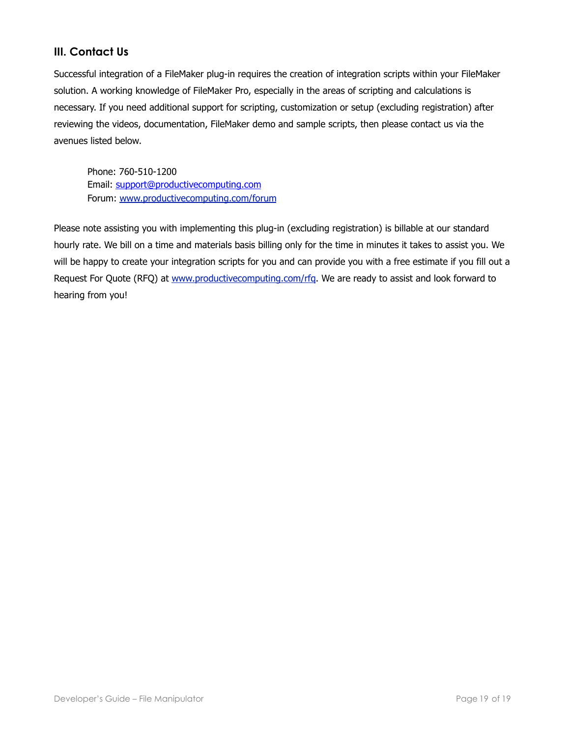## III. Contact Us

Successful integration of a FileMaker plug-in requires the creation of integration scripts within your FileMaker solution. A working knowledge of FileMaker Pro, especially in the areas of scripting and calculations is necessary. If you need additional support for scripting, customization or setup (excluding registration) after reviewing the videos, documentation, FileMaker demo and sample scripts, then please contact us via the avenues listed below.

Phone: 760-510-1200
Email: support@productivecomputing.com
Forum: www.productivecomputing.com/forum

Please note assisting you with implementing this plug-in (excluding registration) is billable at our standard hourly rate. We bill on a time and materials basis billing only for the time in minutes it takes to assist you. We will be happy to create your integration scripts for you and can provide you with a free estimate if you fill out a Request For Quote (RFQ) at www.productivecomputing.com/rfq. We are ready to assist and look forward to hearing from you!